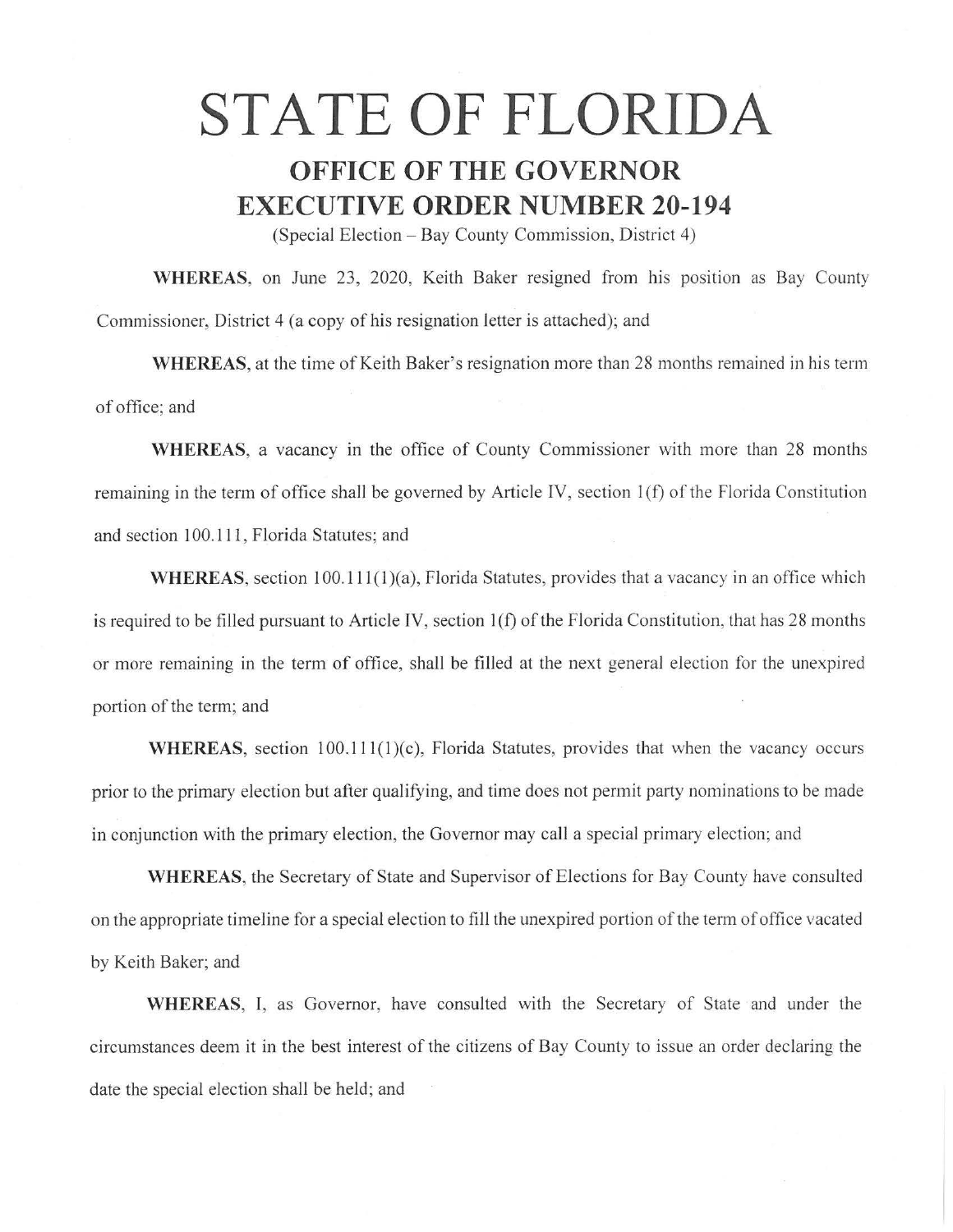# STATE OF FLORIDA

## OFFICE OF THE GOVERNOR
## EXECUTIVE ORDER NUMBER 20-194

(Special Election – Bay County Commission, District 4)

**WHEREAS**, on June 23, 2020, Keith Baker resigned from his position as Bay County Commissioner, District 4 (a copy of his resignation letter is attached); and

**WHEREAS**, at the time of Keith Baker's resignation more than 28 months remained in his term of office; and

**WHEREAS**, a vacancy in the office of County Commissioner with more than 28 months remaining in the term of office shall be governed by Article IV, section 1(f) of the Florida Constitution and section 100.111, Florida Statutes; and

**WHEREAS**, section 100.111(1)(a), Florida Statutes, provides that a vacancy in an office which is required to be filled pursuant to Article IV, section 1(f) of the Florida Constitution, that has 28 months or more remaining in the term of office, shall be filled at the next general election for the unexpired portion of the term; and

**WHEREAS**, section 100.111(1)(c), Florida Statutes, provides that when the vacancy occurs prior to the primary election but after qualifying, and time does not permit party nominations to be made in conjunction with the primary election, the Governor may call a special primary election; and

**WHEREAS**, the Secretary of State and Supervisor of Elections for Bay County have consulted on the appropriate timeline for a special election to fill the unexpired portion of the term of office vacated by Keith Baker; and

**WHEREAS**, I, as Governor, have consulted with the Secretary of State and under the circumstances deem it in the best interest of the citizens of Bay County to issue an order declaring the date the special election shall be held; and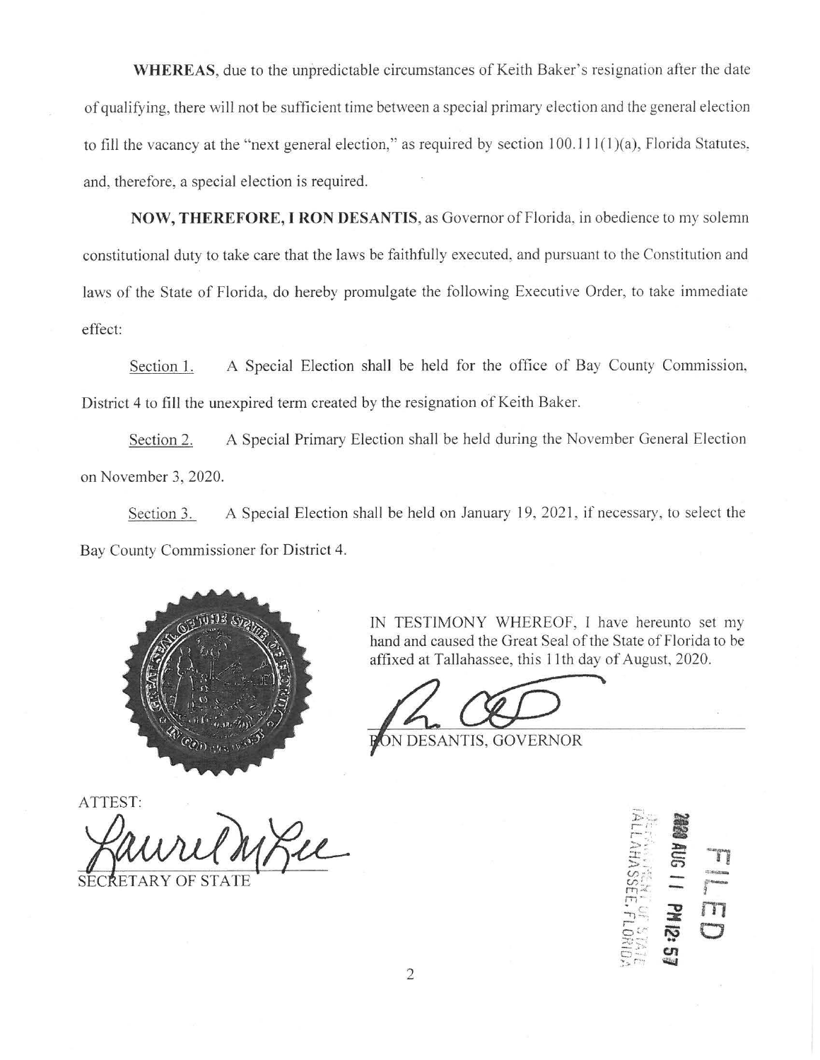**WHEREAS**, due to the unpredictable circumstances of Keith Baker's resignation after the date of qualifying, there will not be sufficient time between a special primary election and the general election to fill the vacancy at the "next general election," as required by section 100.111(1)(a), Florida Statutes, and, therefore, a special election is required.

**NOW, THEREFORE, I RON DESANTIS**, as Governor of Florida, in obedience to my solemn constitutional duty to take care that the laws be faithfully executed, and pursuant to the Constitution and laws of the State of Florida, do hereby promulgate the following Executive Order, to take immediate effect:

Section 1. A Special Election shall be held for the office of Bay County Commission, District 4 to fill the unexpired term created by the resignation of Keith Baker.

Section 2. A Special Primary Election shall be held during the November General Election on November 3, 2020.

Section 3. A Special Election shall be held on January 19, 2021, if necessary, to select the Bay County Commissioner for District 4.

IN TESTIMONY WHEREOF, I have hereunto set my hand and caused the Great Seal of the State of Florida to be affixed at Tallahassee, this 11th day of August, 2020.

RON DESANTIS, GOVERNOR

ATTEST:

SECRETARY OF STATE

FILED
2020 AUG 11 PM 12:57
DEPARTMENT OF STATE
TALLAHASSEE, FLORIDA